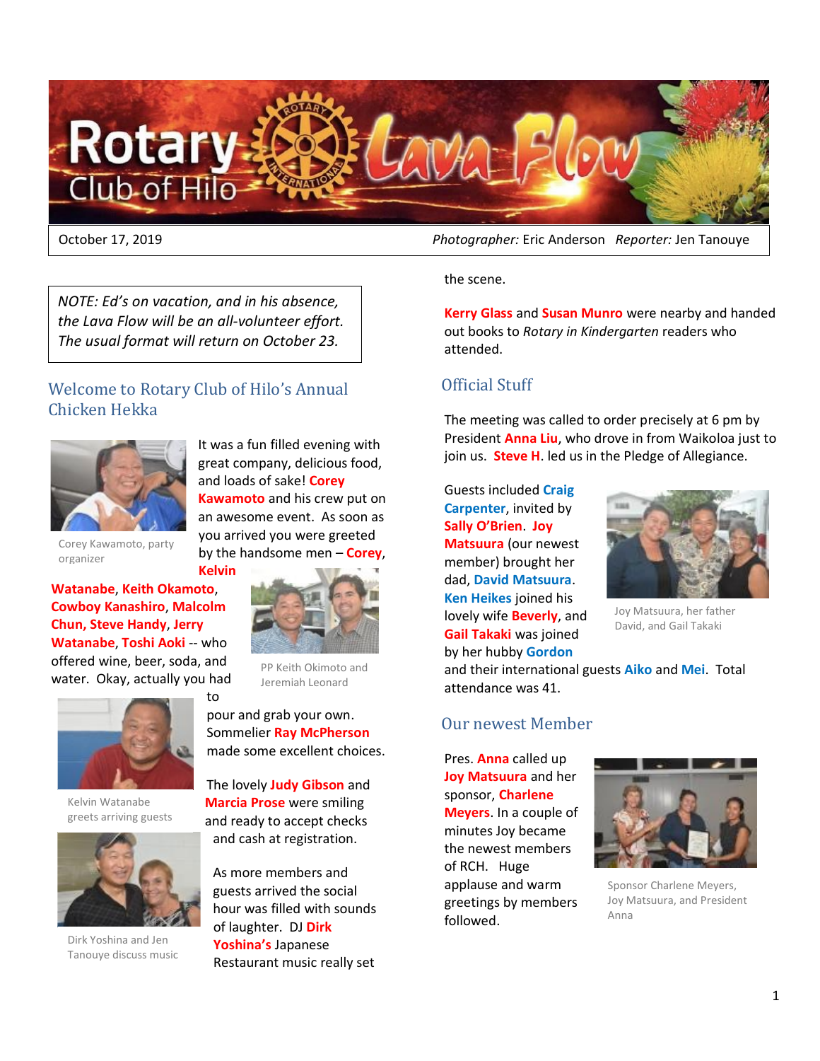# Rotary Club of Hilo Lava Flow

October 17, 2019 *Photographer:* Eric Anderson *Reporter:* Jen Tanouye

*NOTE: Ed's on vacation, and in his absence, the Lava Flow will be an all-volunteer effort. The usual format will return on October 23.*

## Welcome to Rotary Club of Hilo's Annual Chicken Hekka

Corey Kawamoto, party organizer

It was a fun filled evening with great company, delicious food, and loads of sake! **Corey Kawamoto** and his crew put on an awesome event. As soon as you arrived you were greeted by the handsome men – **Corey**, **Kelvin Watanabe**, **Keith Okamoto**, **Cowboy Kanashiro**, **Malcolm Chun, Steve Handy**, **Jerry Watanabe**, **Toshi Aoki** -- who offered wine, beer, soda, and water. Okay, actually you had to pour and grab your own. Sommelier **Ray McPherson** made some excellent choices.

PP Keith Okimoto and Jeremiah Leonard

Kelvin Watanabe greets arriving guests

The lovely **Judy Gibson** and **Marcia Prose** were smiling and ready to accept checks and cash at registration.

Dirk Yoshina and Jen Tanouye discuss music

As more members and guests arrived the social hour was filled with sounds of laughter. DJ **Dirk Yoshina's** Japanese Restaurant music really set the scene.

**Kerry Glass** and **Susan Munro** were nearby and handed out books to *Rotary in Kindergarten* readers who attended.

## Official Stuff

The meeting was called to order precisely at 6 pm by President **Anna Liu**, who drove in from Waikoloa just to join us. **Steve H**. led us in the Pledge of Allegiance.

Guests included **Craig Carpenter**, invited by **Sally O'Brien**. **Joy Matsuura** (our newest member) brought her dad, **David Matsuura**. **Ken Heikes** joined his lovely wife **Beverly**, and **Gail Takaki** was joined by her hubby **Gordon** and their international guests **Aiko** and **Mei**. Total attendance was 41.

Joy Matsuura, her father David, and Gail Takaki

## Our newest Member

Pres. **Anna** called up **Joy Matsuura** and her sponsor, **Charlene Meyers**. In a couple of minutes Joy became the newest members of RCH. Huge applause and warm greetings by members followed.

Sponsor Charlene Meyers, Joy Matsuura, and President Anna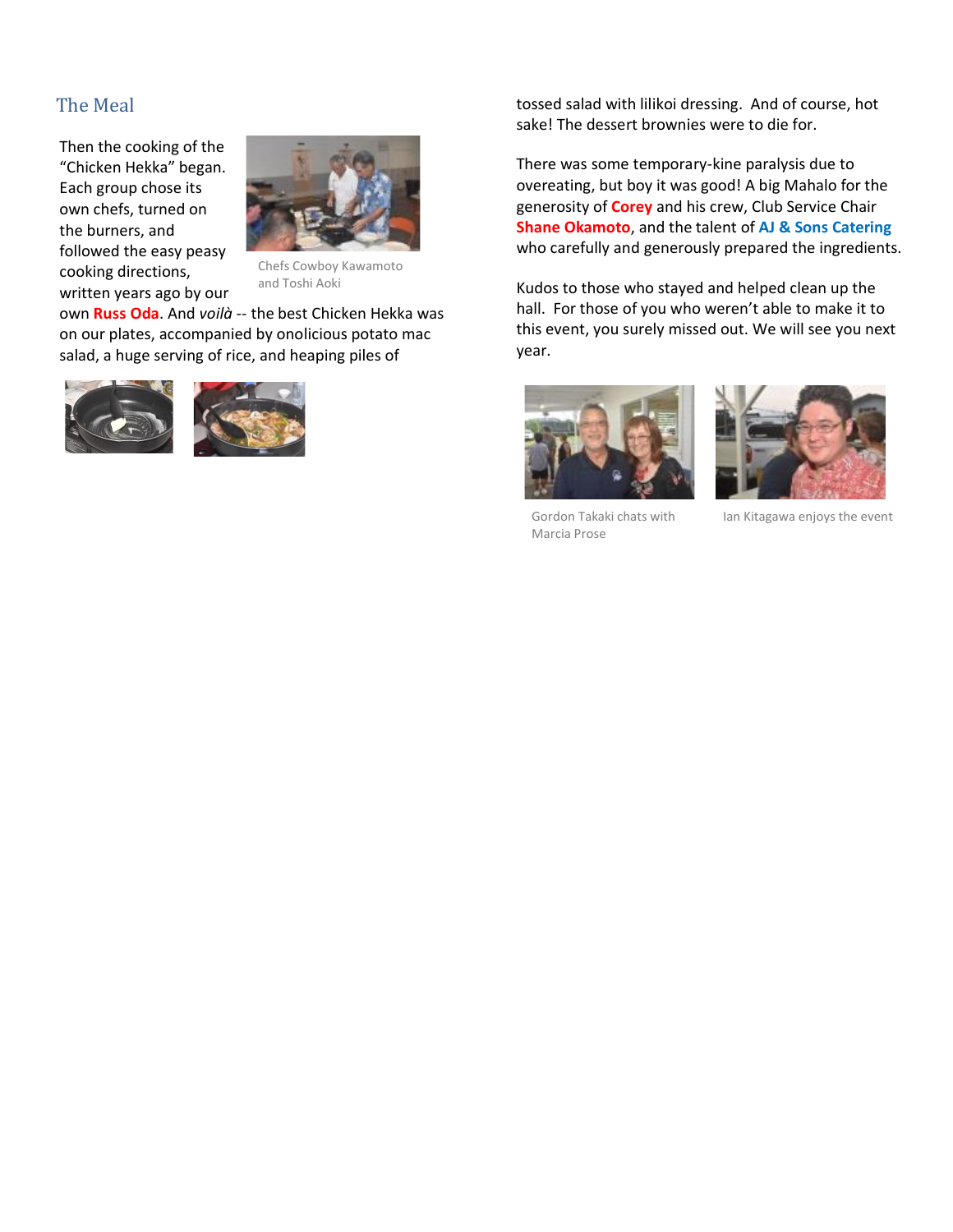## The Meal

Then the cooking of the "Chicken Hekka" began. Each group chose its own chefs, turned on the burners, and followed the easy peasy cooking directions, written years ago by our own **Russ Oda**. And *voilà* -- the best Chicken Hekka was on our plates, accompanied by onolicious potato mac salad, a huge serving of rice, and heaping piles of tossed salad with lilikoi dressing. And of course, hot sake! The dessert brownies were to die for.

Chefs Cowboy Kawamoto and Toshi Aoki

There was some temporary-kine paralysis due to overeating, but boy it was good! A big Mahalo for the generosity of **Corey** and his crew, Club Service Chair **Shane Okamoto**, and the talent of **AJ & Sons Catering** who carefully and generously prepared the ingredients.

Kudos to those who stayed and helped clean up the hall. For those of you who weren't able to make it to this event, you surely missed out. We will see you next year.

Gordon Takaki chats with Marcia Prose

Ian Kitagawa enjoys the event